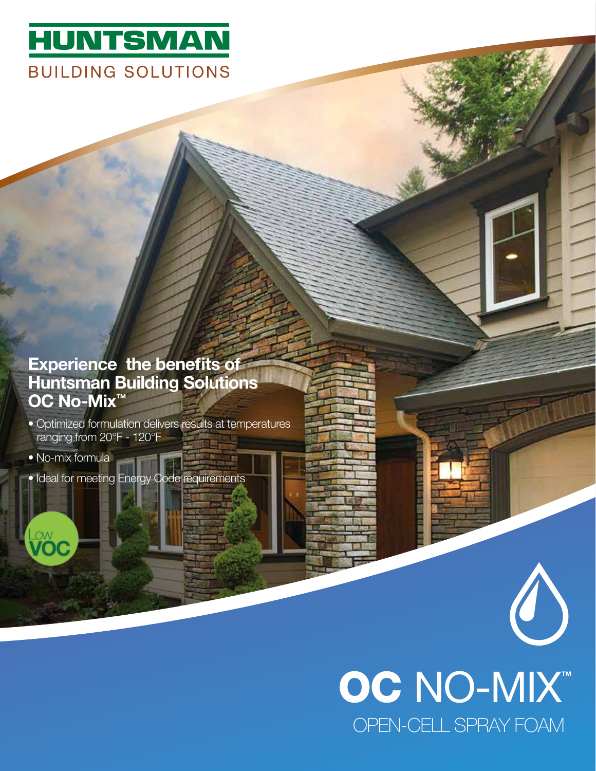# HUNTSMAN

BUILDING SOLUTIONS

## Experience the benefits of Huntsman Building Solutions OC No-Mix™

- Optimized formulation delivers results at temperatures ranging from 20°F - 120°F
- No-mix formula
- Ideal for meeting Energy Code requirements

Low VOC

# OC NO-MIX™

OPEN-CELL SPRAY FOAM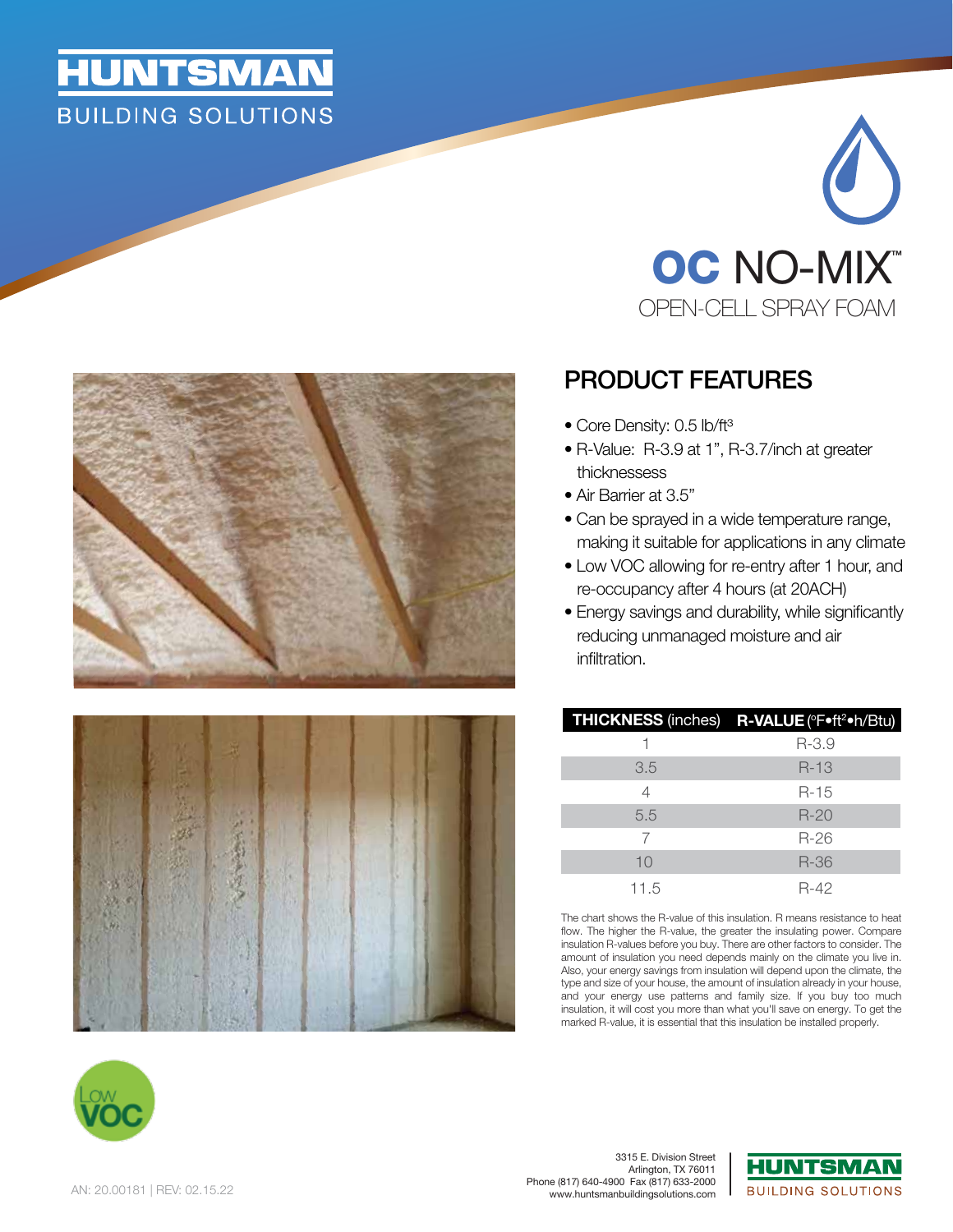# HUNTSMAN
BUILDING SOLUTIONS

# OC NO-MIX™
OPEN-CELL SPRAY FOAM

## PRODUCT FEATURES

- Core Density: 0.5 lb/ft³
- R-Value: R-3.9 at 1", R-3.7/inch at greater thicknessess
- Air Barrier at 3.5"
- Can be sprayed in a wide temperature range, making it suitable for applications in any climate
- Low VOC allowing for re-entry after 1 hour, and re-occupancy after 4 hours (at 20ACH)
- Energy savings and durability, while significantly reducing unmanaged moisture and air infiltration.

| **THICKNESS** (inches) | **R-VALUE** (°F•ft²•h/Btu) |
|---|---|
| 1 | R-3.9 |
| 3.5 | R-13 |
| 4 | R-15 |
| 5.5 | R-20 |
| 7 | R-26 |
| 10 | R-36 |
| 11.5 | R-42 |

The chart shows the R-value of this insulation. R means resistance to heat flow. The higher the R-value, the greater the insulating power. Compare insulation R-values before you buy. There are other factors to consider. The amount of insulation you need depends mainly on the climate you live in. Also, your energy savings from insulation will depend upon the climate, the type and size of your house, the amount of insulation already in your house, and your energy use patterns and family size. If you buy too much insulation, it will cost you more than what you'll save on energy. To get the marked R-value, it is essential that this insulation be installed properly.

Low VOC

AN: 20.00181 | REV: 02.15.22

3315 E. Division Street
Arlington, TX 76011
Phone (817) 640-4900 Fax (817) 633-2000
www.huntsmanbuildingsolutions.com

HUNTSMAN
BUILDING SOLUTIONS